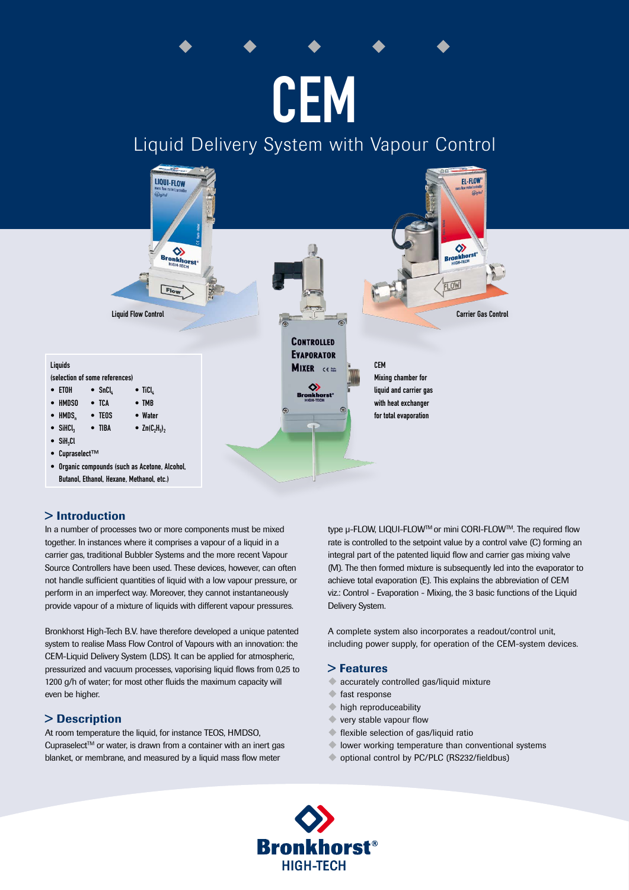# CEM

## Liquid Delivery System with Vapour Control

Liquid Flow Control

Carrier Gas Control

Liquids
(selection of some references)

- ETOH
- SnCl$_4$
- TiCl$_4$
- HMDSO
- TCA
- TMB
- HMDS$_n$
- TEOS
- Water
- SiHCl$_3$
- TIBA
- Zn(C$_2$H$_5$)$_2$
- SiH$_2$Cl
- Cupraselect™
- Organic compounds (such as Acetone, Alcohol, Butanol, Ethanol, Hexane, Methanol, etc.)

CEM
Mixing chamber for liquid and carrier gas with heat exchanger for total evaporation

## > Introduction

In a number of processes two or more components must be mixed together. In instances where it comprises a vapour of a liquid in a carrier gas, traditional Bubbler Systems and the more recent Vapour Source Controllers have been used. These devices, however, can often not handle sufficient quantities of liquid with a low vapour pressure, or perform in an imperfect way. Moreover, they cannot instantaneously provide vapour of a mixture of liquids with different vapour pressures.

Bronkhorst High-Tech B.V. have therefore developed a unique patented system to realise Mass Flow Control of Vapours with an innovation: the CEM-Liquid Delivery System (LDS). It can be applied for atmospheric, pressurized and vacuum processes, vaporising liquid flows from 0,25 to 1200 g/h of water; for most other fluids the maximum capacity will even be higher.

## > Description

At room temperature the liquid, for instance TEOS, HMDSO, Cupraselect™ or water, is drawn from a container with an inert gas blanket, or membrane, and measured by a liquid mass flow meter type µ-FLOW, LIQUI-FLOW™ or mini CORI-FLOW™. The required flow rate is controlled to the setpoint value by a control valve (C) forming an integral part of the patented liquid flow and carrier gas mixing valve (M). The then formed mixture is subsequently led into the evaporator to achieve total evaporation (E). This explains the abbreviation of CEM viz.: Control - Evaporation - Mixing, the 3 basic functions of the Liquid Delivery System.

A complete system also incorporates a readout/control unit, including power supply, for operation of the CEM-system devices.

## > Features

- accurately controlled gas/liquid mixture
- fast response
- high reproduceability
- very stable vapour flow
- flexible selection of gas/liquid ratio
- lower working temperature than conventional systems
- optional control by PC/PLC (RS232/fieldbus)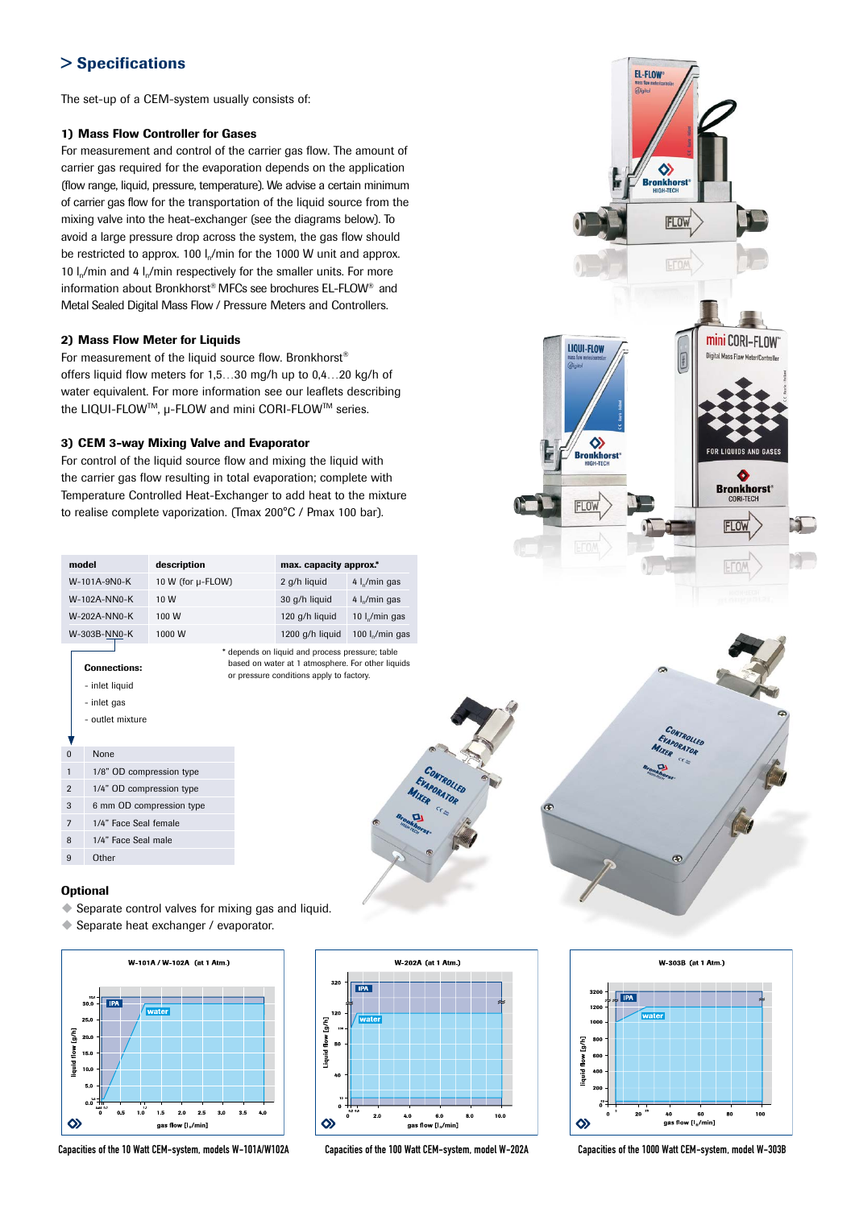## > Specifications

The set-up of a CEM-system usually consists of:

### 1) Mass Flow Controller for Gases

For measurement and control of the carrier gas flow. The amount of carrier gas required for the evaporation depends on the application (flow range, liquid, pressure, temperature). We advise a certain minimum of carrier gas flow for the transportation of the liquid source from the mixing valve into the heat-exchanger (see the diagrams below). To avoid a large pressure drop across the system, the gas flow should be restricted to approx. 100 $l_n$/min for the 1000 W unit and approx. 10 $l_n$/min and 4 $l_n$/min respectively for the smaller units. For more information about Bronkhorst® MFCs see brochures EL-FLOW® and Metal Sealed Digital Mass Flow / Pressure Meters and Controllers.

### 2) Mass Flow Meter for Liquids

For measurement of the liquid source flow. Bronkhorst® offers liquid flow meters for 1,5…30 mg/h up to 0,4…20 kg/h of water equivalent. For more information see our leaflets describing the LIQUI-FLOW™, μ-FLOW and mini CORI-FLOW™ series.

### 3) CEM 3-way Mixing Valve and Evaporator

For control of the liquid source flow and mixing the liquid with the carrier gas flow resulting in total evaporation; complete with Temperature Controlled Heat-Exchanger to add heat to the mixture to realise complete vaporization. (Tmax 200°C / Pmax 100 bar).

| model | description | max. capacity approx.* | |
|---|---|---|---|
| W-101A-9N0-K | 10 W (for μ-FLOW) | 2 g/h liquid | 4 $l_n$/min gas |
| W-102A-NN0-K | 10 W | 30 g/h liquid | 4 $l_n$/min gas |
| W-202A-NN0-K | 100 W | 120 g/h liquid | 10 $l_n$/min gas |
| W-303B-NN0-K | 1000 W | 1200 g/h liquid | 100 $l_n$/min gas |

\* depends on liquid and process pressure; table based on water at 1 atmosphere. For other liquids or pressure conditions apply to factory.

**Connections:**

- inlet liquid
- inlet gas
- outlet mixture

| | |
|---|---|
| 0 | None |
| 1 | 1/8" OD compression type |
| 2 | 1/4" OD compression type |
| 3 | 6 mm OD compression type |
| 7 | 1/4" Face Seal female |
| 8 | 1/4" Face Seal male |
| 9 | Other |

### Optional

- Separate control valves for mixing gas and liquid.
- Separate heat exchanger / evaporator.

Capacities of the 10 Watt CEM-system, models W-101A/W102A

Capacities of the 100 Watt CEM-system, model W-202A

Capacities of the 1000 Watt CEM-system, model W-303B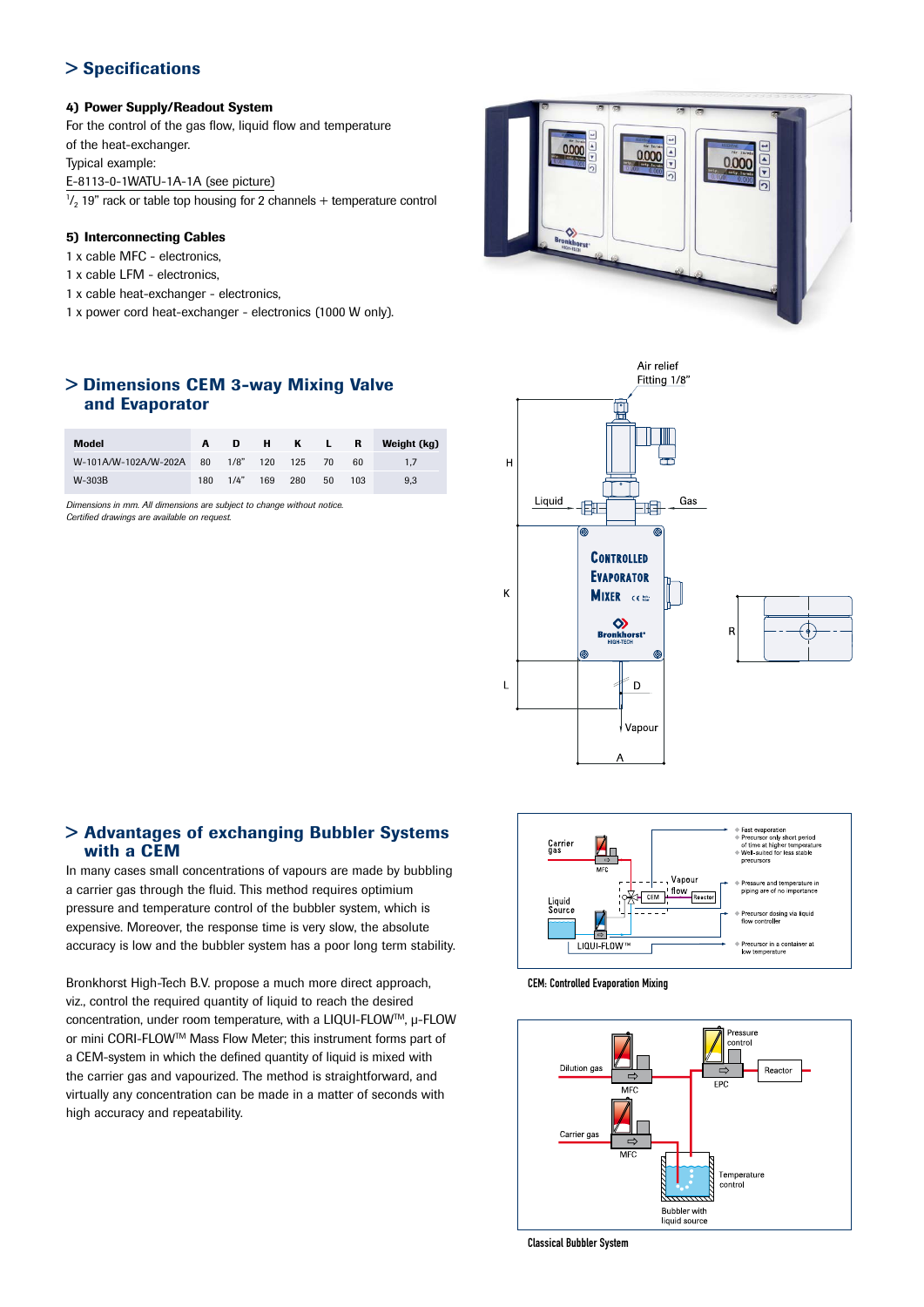## > Specifications

**4) Power Supply/Readout System**

For the control of the gas flow, liquid flow and temperature of the heat-exchanger.

Typical example:

E-8113-0-1WATU-1A-1A (see picture)

$^1/_2$ 19" rack or table top housing for 2 channels + temperature control

**5) Interconnecting Cables**

1 x cable MFC - electronics,
1 x cable LFM - electronics,
1 x cable heat-exchanger - electronics,
1 x power cord heat-exchanger - electronics (1000 W only).

## > Dimensions CEM 3-way Mixing Valve and Evaporator

| Model | A | D | H | K | L | R | Weight (kg) |
|---|---|---|---|---|---|---|---|
| W-101A/W-102A/W-202A | 80 | 1/8" | 120 | 125 | 70 | 60 | 1,7 |
| W-303B | 180 | 1/4" | 169 | 280 | 50 | 103 | 9,3 |

*Dimensions in mm. All dimensions are subject to change without notice.*
*Certified drawings are available on request.*

## > Advantages of exchanging Bubbler Systems with a CEM

In many cases small concentrations of vapours are made by bubbling a carrier gas through the fluid. This method requires optimium pressure and temperature control of the bubbler system, which is expensive. Moreover, the response time is very slow, the absolute accuracy is low and the bubbler system has a poor long term stability.

Bronkhorst High-Tech B.V. propose a much more direct approach, viz., control the required quantity of liquid to reach the desired concentration, under room temperature, with a LIQUI-FLOW™, μ-FLOW or mini CORI-FLOW™ Mass Flow Meter; this instrument forms part of a CEM-system in which the defined quantity of liquid is mixed with the carrier gas and vapourized. The method is straightforward, and virtually any concentration can be made in a matter of seconds with high accuracy and repeatability.

- Fast evaporation
- Precursor only short period of time at higher temperature
- Well-suited for less stable precursors
- Pressure and temperature in piping are of no importance
- Precursor dosing via liquid flow controller
- Precursor in a container at low temperature

CEM: Controlled Evaporation Mixing

Classical Bubbler System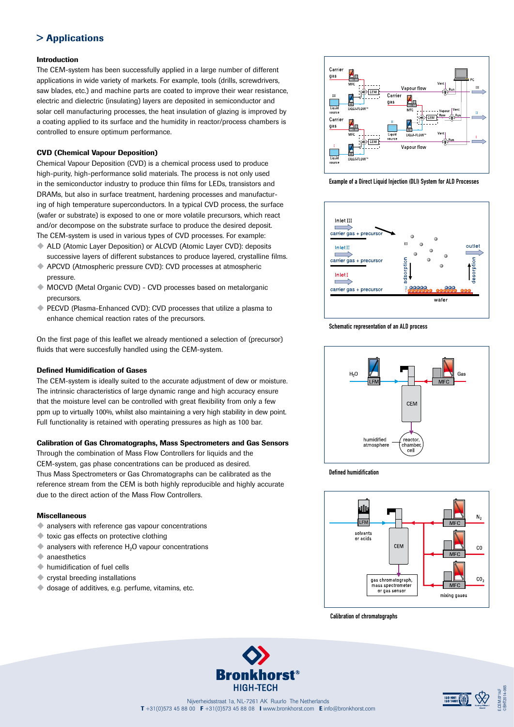## > Applications

### Introduction

The CEM-system has been successfully applied in a large number of different applications in wide variety of markets. For example, tools (drills, screwdrivers, saw blades, etc.) and machine parts are coated to improve their wear resistance, electric and dielectric (insulating) layers are deposited in semiconductor and solar cell manufacturing processes, the heat insulation of glazing is improved by a coating applied to its surface and the humidity in reactor/process chambers is controlled to ensure optimum performance.

### CVD (Chemical Vapour Deposition)

Chemical Vapour Deposition (CVD) is a chemical process used to produce high-purity, high-performance solid materials. The process is not only used in the semiconductor industry to produce thin films for LEDs, transistors and DRAMs, but also in surface treatment, hardening processes and manufacturing of high temperature superconductors. In a typical CVD process, the surface (wafer or substrate) is exposed to one or more volatile precursors, which react and/or decompose on the substrate surface to produce the desired deposit. The CEM-system is used in various types of CVD processes. For example:

- ALD (Atomic Layer Deposition) or ALCVD (Atomic Layer CVD): deposits successive layers of different substances to produce layered, crystalline films.
- APCVD (Atmospheric pressure CVD): CVD processes at atmospheric pressure.
- MOCVD (Metal Organic CVD) - CVD processes based on metalorganic precursors.
- PECVD (Plasma-Enhanced CVD): CVD processes that utilize a plasma to enhance chemical reaction rates of the precursors.

On the first page of this leaflet we already mentioned a selection of (precursor) fluids that were succesfully handled using the CEM-system.

### Defined Humidification of Gases

The CEM-system is ideally suited to the accurate adjustment of dew or moisture. The intrinsic characteristics of large dynamic range and high accuracy ensure that the moisture level can be controlled with great flexibility from only a few ppm up to virtually 100%, whilst also maintaining a very high stability in dew point. Full functionality is retained with operating pressures as high as 100 bar.

### Calibration of Gas Chromatographs, Mass Spectrometers and Gas Sensors

Through the combination of Mass Flow Controllers for liquids and the CEM-system, gas phase concentrations can be produced as desired. Thus Mass Spectrometers or Gas Chromatographs can be calibrated as the reference stream from the CEM is both highly reproducible and highly accurate due to the direct action of the Mass Flow Controllers.

### Miscellaneous

- analysers with reference gas vapour concentrations
- toxic gas effects on protective clothing
- analysers with reference $H_2O$ vapour concentrations
- anaesthetics
- humidification of fuel cells
- crystal breeding installations
- dosage of additives, e.g. perfume, vitamins, etc.

Carrier gas
MFC
CEM
III
Liquid source
LIQUI-FLOW™
Vapour flow
Carrier gas
MFC
Vent
Run
PC
III
II
Liquid source
LIQUI-FLOW™
CEM
Vapour flow
Vent
Run
II
Carrier gas
MFC
CEM
I
Liquid source
LIQUI-FLOW™
Vent
Run
Vapour flow
I

Example of a Direct Liquid Injection (DLI) System for ALD Processes

Inlet III
carrier gas + precursor
Inlet II
carrier gas + precursor
Inlet I
carrier gas + precursor
III
adsorption
II
outlet
desorption
wafer

Schematic representation of an ALD process

$H_2O$
LFM
MFC
Gas
CEM
humidified atmosphere
reactor, chamber, cell

Defined humidification

LFM
solvents or acids
CEM
gas chromatograph, mass spectrometer or gas sensor
MFC
$N_2$
MFC
CO
MFC
$CO_2$
mixing gases

Calibration of chromatographs

Bronkhorst® HIGH-TECH

Nijverheidsstraat 1a, NL-7261 AK Ruurlo The Netherlands
T +31(0)573 45 88 00 F +31(0)573 45 88 08 I www.bronkhorst.com E info@bronkhorst.com